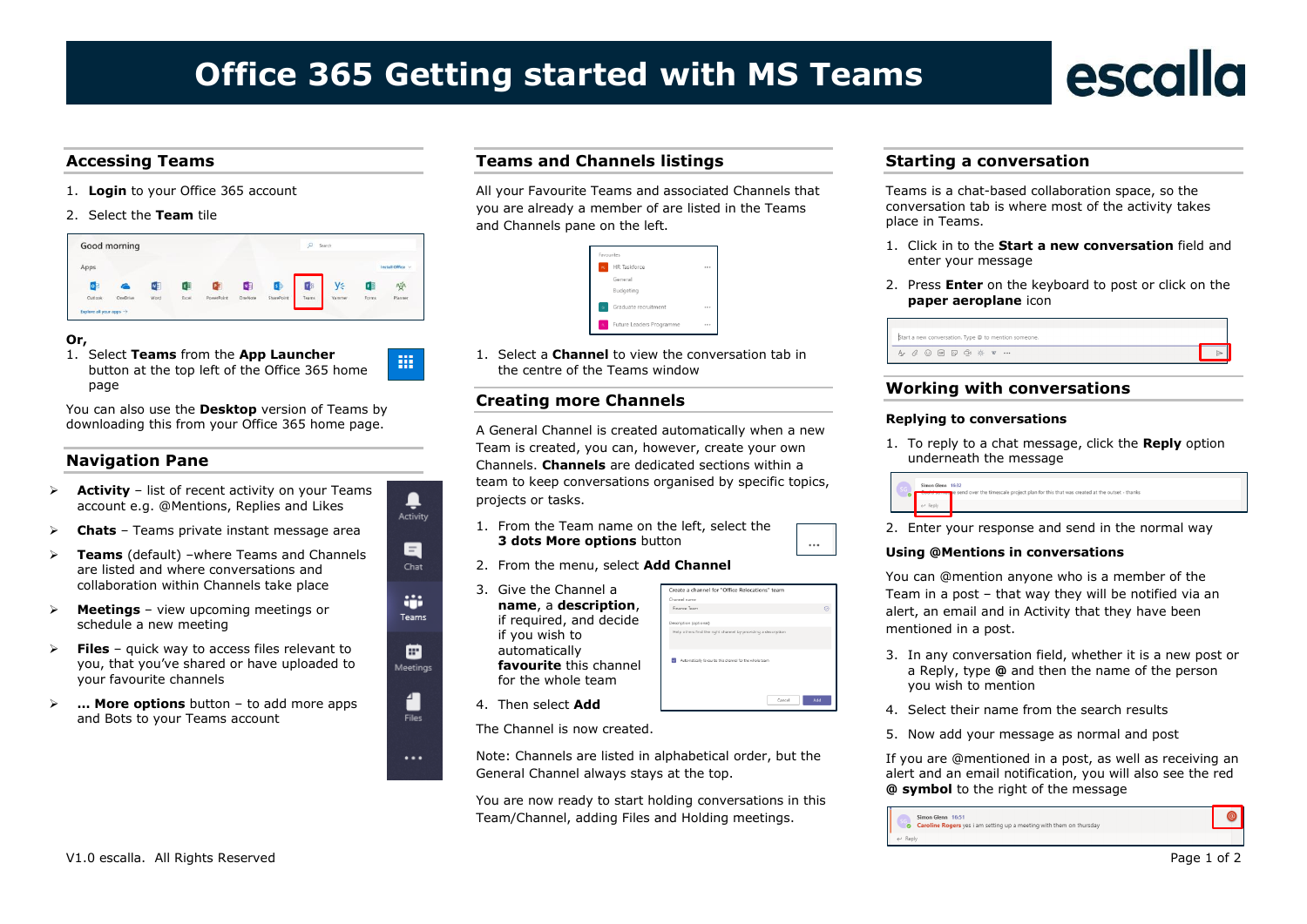# Office 365 Getting started with MS Teams

## Accessing Teams

1. **Login** to your Office 365 account
2. Select the **Team** tile

**Or,**

1. Select **Teams** from the **App Launcher** button at the top left of the Office 365 home page

You can also use the **Desktop** version of Teams by downloading this from your Office 365 home page.

## Navigation Pane

- **Activity** – list of recent activity on your Teams account e.g. @Mentions, Replies and Likes
- **Chats** – Teams private instant message area
- **Teams** (default) –where Teams and Channels are listed and where conversations and collaboration within Channels take place
- **Meetings** – view upcoming meetings or schedule a new meeting
- **Files** – quick way to access files relevant to you, that you've shared or have uploaded to your favourite channels
- **... More options** button – to add more apps and Bots to your Teams account

## Teams and Channels listings

All your Favourite Teams and associated Channels that you are already a member of are listed in the Teams and Channels pane on the left.

1. Select a **Channel** to view the conversation tab in the centre of the Teams window

## Creating more Channels

A General Channel is created automatically when a new Team is created, you can, however, create your own Channels. **Channels** are dedicated sections within a team to keep conversations organised by specific topics, projects or tasks.

1. From the Team name on the left, select the **3 dots More options** button
2. From the menu, select **Add Channel**
3. Give the Channel a **name**, a **description**, if required, and decide if you wish to automatically **favourite** this channel for the whole team
4. Then select **Add**

The Channel is now created.

Note: Channels are listed in alphabetical order, but the General Channel always stays at the top.

You are now ready to start holding conversations in this Team/Channel, adding Files and Holding meetings.

## Starting a conversation

Teams is a chat-based collaboration space, so the conversation tab is where most of the activity takes place in Teams.

1. Click in to the **Start a new conversation** field and enter your message
2. Press **Enter** on the keyboard to post or click on the **paper aeroplane** icon

## Working with conversations

### Replying to conversations

1. To reply to a chat message, click the **Reply** option underneath the message
2. Enter your response and send in the normal way

### Using @Mentions in conversations

You can @mention anyone who is a member of the Team in a post – that way they will be notified via an alert, an email and in Activity that they have been mentioned in a post.

3. In any conversation field, whether it is a new post or a Reply, type **@** and then the name of the person you wish to mention
4. Select their name from the search results
5. Now add your message as normal and post

If you are @mentioned in a post, as well as receiving an alert and an email notification, you will also see the red **@ symbol** to the right of the message

V1.0 escalla. All Rights Reserved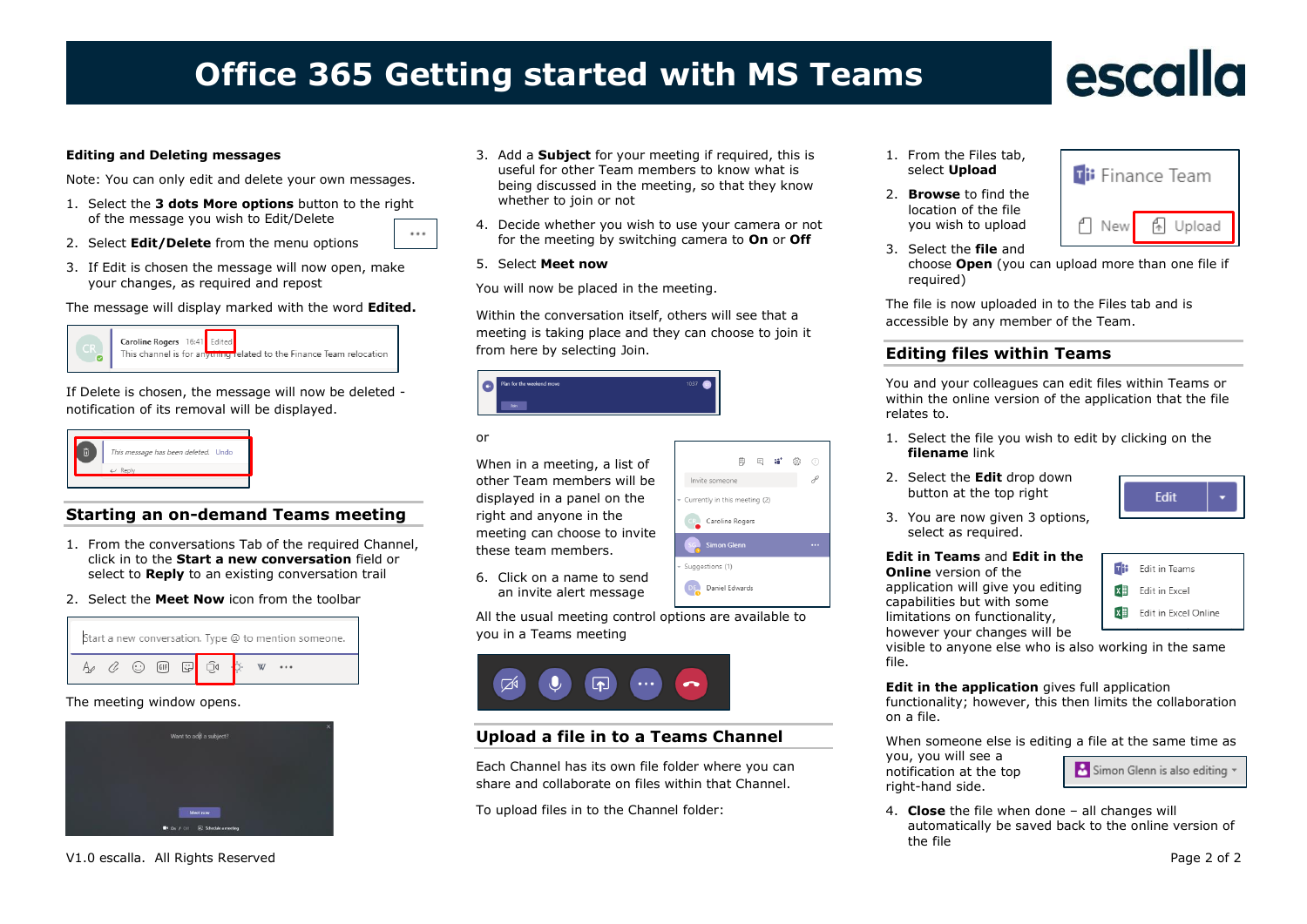# Office 365 Getting started with MS Teams

**Editing and Deleting messages**

Note: You can only edit and delete your own messages.

1. Select the **3 dots More options** button to the right of the message you wish to Edit/Delete
2. Select **Edit/Delete** from the menu options
3. If Edit is chosen the message will now open, make your changes, as required and repost

The message will display marked with the word **Edited.**

If Delete is chosen, the message will now be deleted - notification of its removal will be displayed.

## Starting an on-demand Teams meeting

1. From the conversations Tab of the required Channel, click in to the **Start a new conversation** field or select to **Reply** to an existing conversation trail
2. Select the **Meet Now** icon from the toolbar

The meeting window opens.

3. Add a **Subject** for your meeting if required, this is useful for other Team members to know what is being discussed in the meeting, so that they know whether to join or not
4. Decide whether you wish to use your camera or not for the meeting by switching camera to **On** or **Off**
5. Select **Meet now**

You will now be placed in the meeting.

Within the conversation itself, others will see that a meeting is taking place and they can choose to join it from here by selecting Join.

or

When in a meeting, a list of other Team members will be displayed in a panel on the right and anyone in the meeting can choose to invite these team members.

6. Click on a name to send an invite alert message

All the usual meeting control options are available to you in a Teams meeting

## Upload a file in to a Teams Channel

Each Channel has its own file folder where you can share and collaborate on files within that Channel.

To upload files in to the Channel folder:

1. From the Files tab, select **Upload**
2. **Browse** to find the location of the file you wish to upload
3. Select the **file** and choose **Open** (you can upload more than one file if required)

The file is now uploaded in to the Files tab and is accessible by any member of the Team.

## Editing files within Teams

You and your colleagues can edit files within Teams or within the online version of the application that the file relates to.

1. Select the file you wish to edit by clicking on the **filename** link
2. Select the **Edit** drop down button at the top right
3. You are now given 3 options, select as required.

**Edit in Teams** and **Edit in the Online** version of the application will give you editing capabilities but with some limitations on functionality, however your changes will be visible to anyone else who is also working in the same file.

**Edit in the application** gives full application functionality; however, this then limits the collaboration on a file.

When someone else is editing a file at the same time as you, you will see a notification at the top right-hand side.

4. **Close** the file when done – all changes will automatically be saved back to the online version of the file

V1.0 escalla. All Rights Reserved